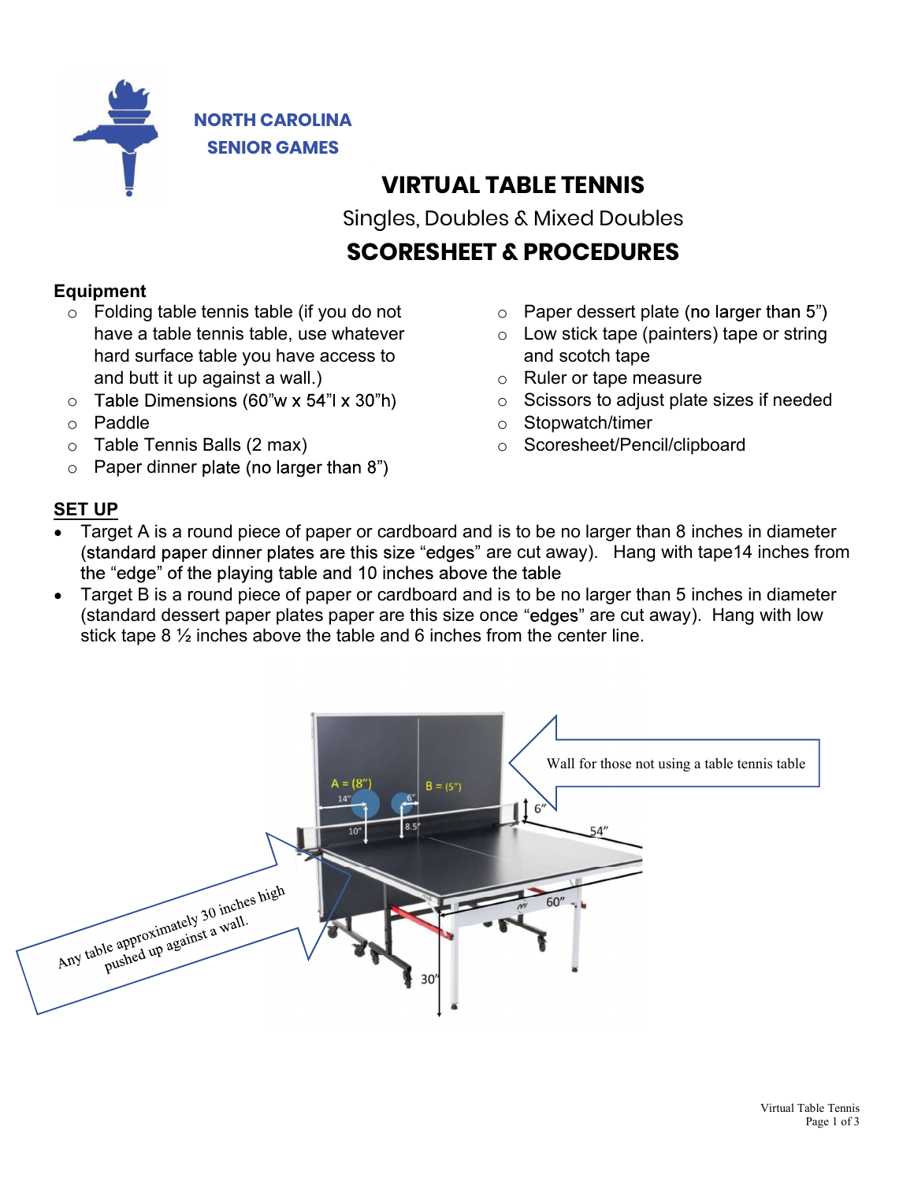NORTH CAROLINA SENIOR GAMES

# VIRTUAL TABLE TENNIS

Singles, Doubles & Mixed Doubles

## SCORESHEET & PROCEDURES

**Equipment**

- Folding table tennis table (if you do not have a table tennis table, use whatever hard surface table you have access to and butt it up against a wall.)
- Table Dimensions (60"w x 54"l x 30"h)
- Paddle
- Table Tennis Balls (2 max)
- Paper dinner plate (no larger than 8")
- Paper dessert plate (no larger than 5")
- Low stick tape (painters) tape or string and scotch tape
- Ruler or tape measure
- Scissors to adjust plate sizes if needed
- Stopwatch/timer
- Scoresheet/Pencil/clipboard

**SET UP**

- Target A is a round piece of paper or cardboard and is to be no larger than 8 inches in diameter (standard paper dinner plates are this size "edges" are cut away). Hang with tape14 inches from the "edge" of the playing table and 10 inches above the table
- Target B is a round piece of paper or cardboard and is to be no larger than 5 inches in diameter (standard dessert paper plates paper are this size once "edges" are cut away). Hang with low stick tape 8 ½ inches above the table and 6 inches from the center line.

A = (8")

B = (5")

14"

6"

10"

8.5"

6"

54"

60"

30"

Wall for those not using a table tennis table

Any table approximately 30 inches high pushed up against a wall.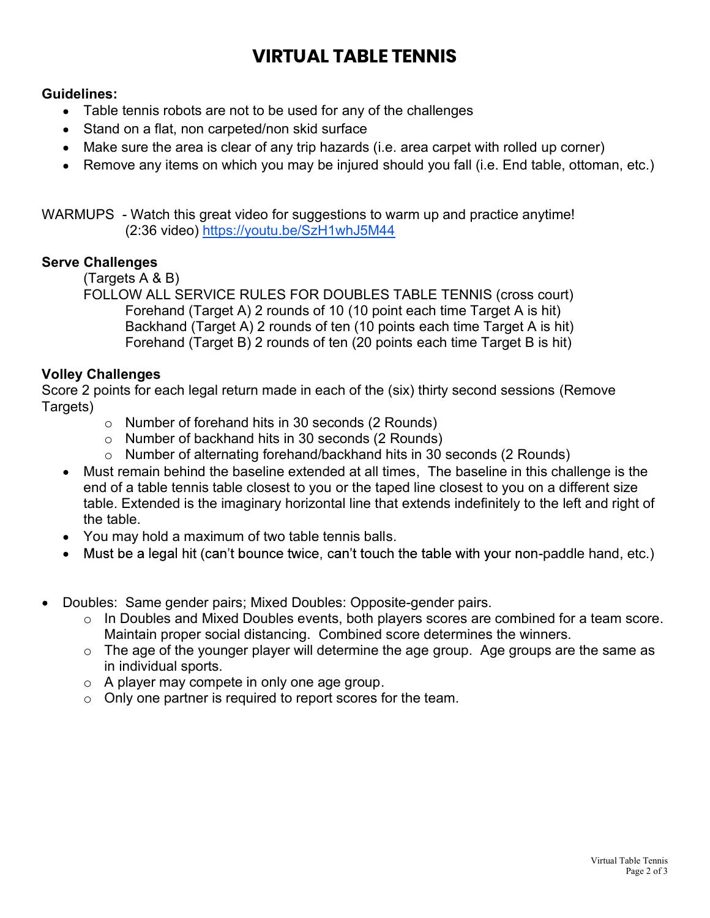# VIRTUAL TABLE TENNIS

**Guidelines:**

- Table tennis robots are not to be used for any of the challenges
- Stand on a flat, non carpeted/non skid surface
- Make sure the area is clear of any trip hazards (i.e. area carpet with rolled up corner)
- Remove any items on which you may be injured should you fall (i.e. End table, ottoman, etc.)

WARMUPS - Watch this great video for suggestions to warm up and practice anytime!
(2:36 video) https://youtu.be/SzH1whJ5M44

**Serve Challenges**

(Targets A & B)

FOLLOW ALL SERVICE RULES FOR DOUBLES TABLE TENNIS (cross court)

Forehand (Target A) 2 rounds of 10 (10 point each time Target A is hit)
Backhand (Target A) 2 rounds of ten (10 points each time Target A is hit)
Forehand (Target B) 2 rounds of ten (20 points each time Target B is hit)

**Volley Challenges**

Score 2 points for each legal return made in each of the (six) thirty second sessions (Remove Targets)

- Number of forehand hits in 30 seconds (2 Rounds)
- Number of backhand hits in 30 seconds (2 Rounds)
- Number of alternating forehand/backhand hits in 30 seconds (2 Rounds)

- Must remain behind the baseline extended at all times, The baseline in this challenge is the end of a table tennis table closest to you or the taped line closest to you on a different size table. Extended is the imaginary horizontal line that extends indefinitely to the left and right of the table.
- You may hold a maximum of two table tennis balls.
- Must be a legal hit (can't bounce twice, can't touch the table with your non-paddle hand, etc.)

- Doubles: Same gender pairs; Mixed Doubles: Opposite-gender pairs.
  - In Doubles and Mixed Doubles events, both players scores are combined for a team score. Maintain proper social distancing. Combined score determines the winners.
  - The age of the younger player will determine the age group. Age groups are the same as in individual sports.
  - A player may compete in only one age group.
  - Only one partner is required to report scores for the team.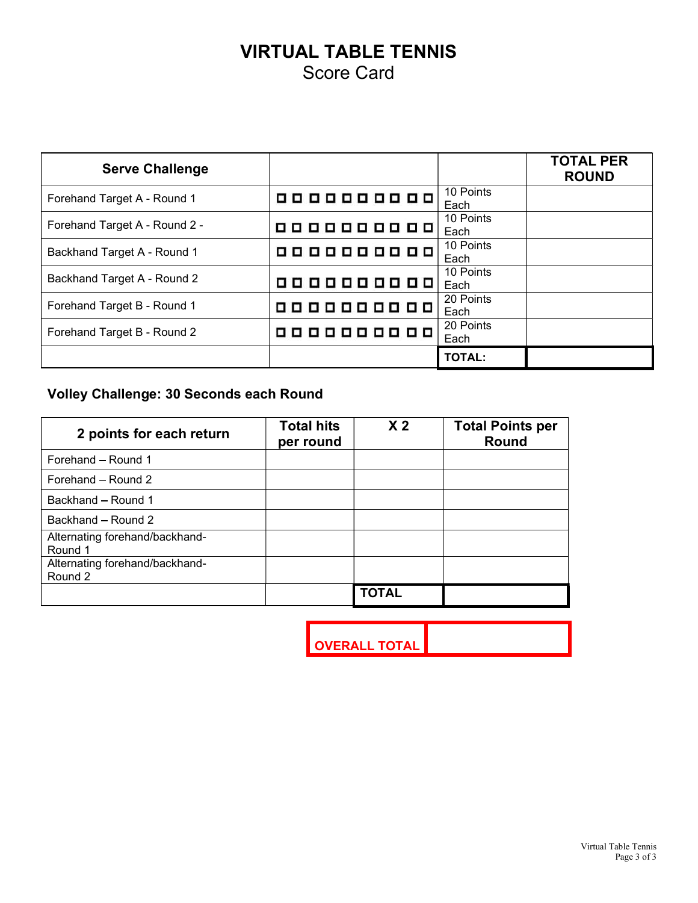# VIRTUAL TABLE TENNIS

Score Card

| Serve Challenge | | | TOTAL PER ROUND |
|---|---|---|---|
| Forehand Target A - Round 1 | ☐ ☐ ☐ ☐ ☐ ☐ ☐ ☐ ☐ ☐ | 10 Points Each | |
| Forehand Target A - Round 2 - | ☐ ☐ ☐ ☐ ☐ ☐ ☐ ☐ ☐ ☐ | 10 Points Each | |
| Backhand Target A - Round 1 | ☐ ☐ ☐ ☐ ☐ ☐ ☐ ☐ ☐ ☐ | 10 Points Each | |
| Backhand Target A - Round 2 | ☐ ☐ ☐ ☐ ☐ ☐ ☐ ☐ ☐ ☐ | 10 Points Each | |
| Forehand Target B - Round 1 | ☐ ☐ ☐ ☐ ☐ ☐ ☐ ☐ ☐ ☐ | 20 Points Each | |
| Forehand Target B - Round 2 | ☐ ☐ ☐ ☐ ☐ ☐ ☐ ☐ ☐ ☐ | 20 Points Each | |
| | | **TOTAL:** | |

**Volley Challenge: 30 Seconds each Round**

| 2 points for each return | Total hits per round | X 2 | Total Points per Round |
|---|---|---|---|
| Forehand – Round 1 | | | |
| Forehand – Round 2 | | | |
| Backhand – Round 1 | | | |
| Backhand – Round 2 | | | |
| Alternating forehand/backhand- Round 1 | | | |
| Alternating forehand/backhand- Round 2 | | | |
| | | **TOTAL** | |

| | |
|---|---|
| **OVERALL TOTAL** | |